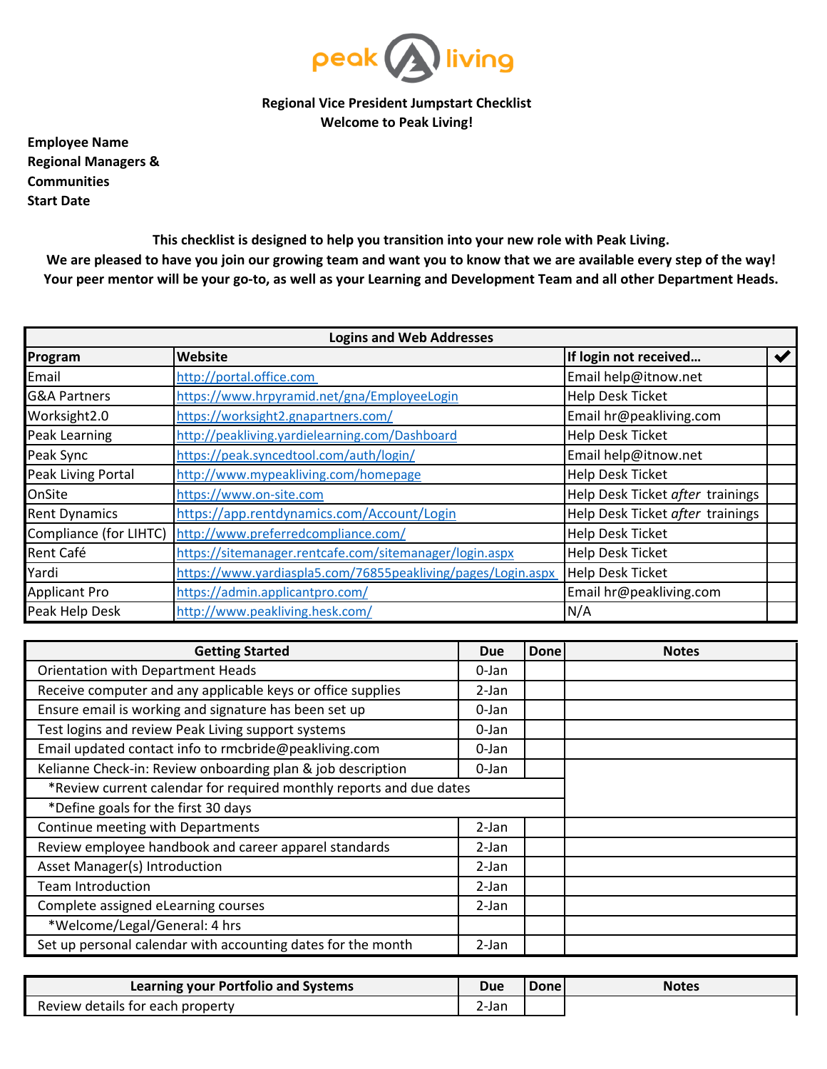peak living

**Regional Vice President Jumpstart Checklist**
**Welcome to Peak Living!**

**Employee Name**
**Regional Managers & Communities**
**Start Date**

**This checklist is designed to help you transition into your new role with Peak Living.**
**We are pleased to have you join our growing team and want you to know that we are available every step of the way!**
**Your peer mentor will be your go-to, as well as your Learning and Development Team and all other Department Heads.**

| **Logins and Web Addresses** | | | |
|---|---|---|---|
| **Program** | **Website** | **If login not received…** | ✔ |
| Email | http://portal.office.com | Email help@itnow.net | |
| G&A Partners | https://www.hrpyramid.net/gna/EmployeeLogin | Help Desk Ticket | |
| Worksight2.0 | https://worksight2.gnapartners.com/ | Email hr@peakliving.com | |
| Peak Learning | http://peakliving.yardielearning.com/Dashboard | Help Desk Ticket | |
| Peak Sync | https://peak.syncedtool.com/auth/login/ | Email help@itnow.net | |
| Peak Living Portal | http://www.mypeakliving.com/homepage | Help Desk Ticket | |
| OnSite | https://www.on-site.com | Help Desk Ticket *after* trainings | |
| Rent Dynamics | https://app.rentdynamics.com/Account/Login | Help Desk Ticket *after* trainings | |
| Compliance (for LIHTC) | http://www.preferredcompliance.com/ | Help Desk Ticket | |
| Rent Café | https://sitemanager.rentcafe.com/sitemanager/login.aspx | Help Desk Ticket | |
| Yardi | https://www.yardiaspla5.com/76855peakliving/pages/Login.aspx | Help Desk Ticket | |
| Applicant Pro | https://admin.applicantpro.com/ | Email hr@peakliving.com | |
| Peak Help Desk | http://www.peakliving.hesk.com/ | N/A | |

| **Getting Started** | **Due** | **Done** | **Notes** |
|---|---|---|---|
| Orientation with Department Heads | 0-Jan | | |
| Receive computer and any applicable keys or office supplies | 2-Jan | | |
| Ensure email is working and signature has been set up | 0-Jan | | |
| Test logins and review Peak Living support systems | 0-Jan | | |
| Email updated contact info to rmcbride@peakliving.com | 0-Jan | | |
| Kelianne Check-in: Review onboarding plan & job description | 0-Jan | | |
| *Review current calendar for required monthly reports and due dates | | | |
| *Define goals for the first 30 days | | | |
| Continue meeting with Departments | 2-Jan | | |
| Review employee handbook and career apparel standards | 2-Jan | | |
| Asset Manager(s) Introduction | 2-Jan | | |
| Team Introduction | 2-Jan | | |
| Complete assigned eLearning courses | 2-Jan | | |
| *Welcome/Legal/General: 4 hrs | | | |
| Set up personal calendar with accounting dates for the month | 2-Jan | | |

| **Learning your Portfolio and Systems** | **Due** | **Done** | **Notes** |
|---|---|---|---|
| Review details for each property | 2-Jan | | |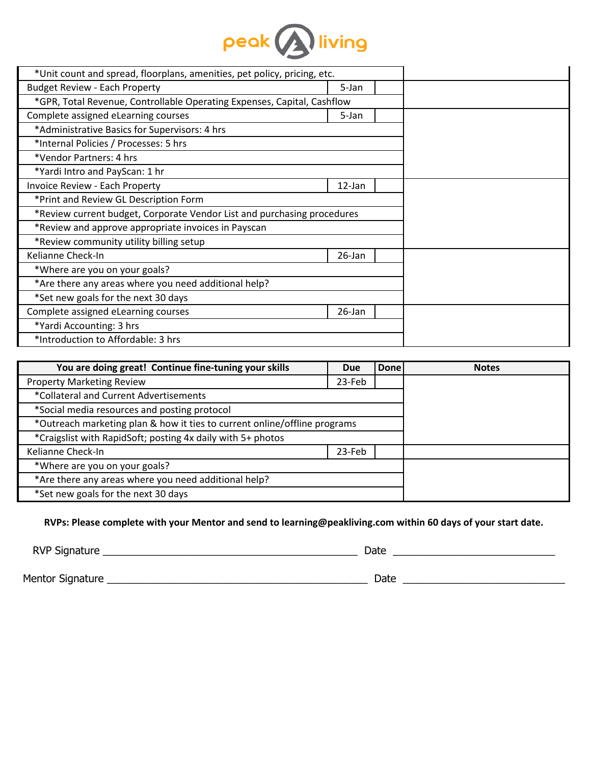| | | | |
|---|---|---|---|
| *Unit count and spread, floorplans, amenities, pet policy, pricing, etc. | | | |
| Budget Review - Each Property | 5-Jan | | |
| *GPR, Total Revenue, Controllable Operating Expenses, Capital, Cashflow | | | |
| Complete assigned eLearning courses | 5-Jan | | |
| *Administrative Basics for Supervisors: 4 hrs | | | |
| *Internal Policies / Processes: 5 hrs | | | |
| *Vendor Partners: 4 hrs | | | |
| *Yardi Intro and PayScan: 1 hr | | | |
| Invoice Review - Each Property | 12-Jan | | |
| *Print and Review GL Description Form | | | |
| *Review current budget, Corporate Vendor List and purchasing procedures | | | |
| *Review and approve appropriate invoices in Payscan | | | |
| *Review community utility billing setup | | | |
| Kelianne Check-In | 26-Jan | | |
| *Where are you on your goals? | | | |
| *Are there any areas where you need additional help? | | | |
| *Set new goals for the next 30 days | | | |
| Complete assigned eLearning courses | 26-Jan | | |
| *Yardi Accounting: 3 hrs | | | |
| *Introduction to Affordable: 3 hrs | | | |

| **You are doing great! Continue fine-tuning your skills** | **Due** | **Done** | **Notes** |
|---|---|---|---|
| Property Marketing Review | 23-Feb | | |
| *Collateral and Current Advertisements | | | |
| *Social media resources and posting protocol | | | |
| *Outreach marketing plan & how it ties to current online/offline programs | | | |
| *Craigslist with RapidSoft; posting 4x daily with 5+ photos | | | |
| Kelianne Check-In | 23-Feb | | |
| *Where are you on your goals? | | | |
| *Are there any areas where you need additional help? | | | |
| *Set new goals for the next 30 days | | | |

**RVPs: Please complete with your Mentor and send to learning@peakliving.com within 60 days of your start date.**

RVP Signature ___________________________________________ Date ___________________________

Mentor Signature ___________________________________________ Date ___________________________